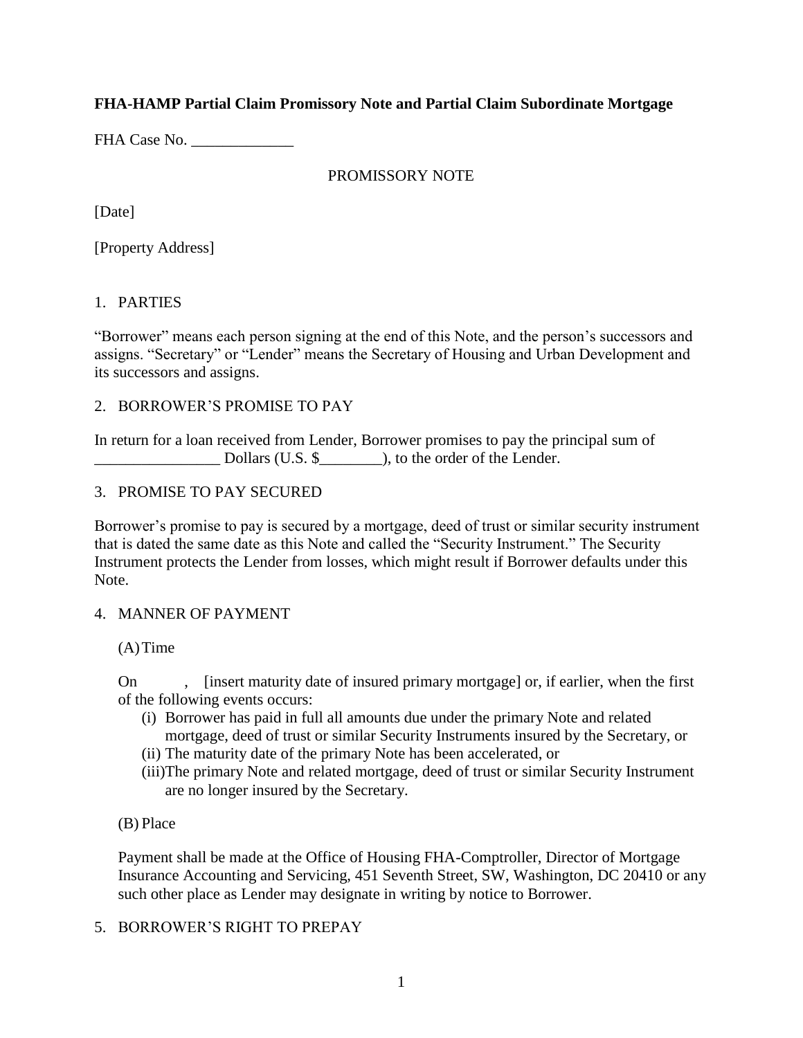**FHA-HAMP Partial Claim Promissory Note and Partial Claim Subordinate Mortgage**

FHA Case No. _____________

PROMISSORY NOTE

[Date]

[Property Address]

1. PARTIES

"Borrower" means each person signing at the end of this Note, and the person's successors and assigns. "Secretary" or "Lender" means the Secretary of Housing and Urban Development and its successors and assigns.

2. BORROWER'S PROMISE TO PAY

In return for a loan received from Lender, Borrower promises to pay the principal sum of ________________ Dollars (U.S. $________), to the order of the Lender.

3. PROMISE TO PAY SECURED

Borrower's promise to pay is secured by a mortgage, deed of trust or similar security instrument that is dated the same date as this Note and called the "Security Instrument." The Security Instrument protects the Lender from losses, which might result if Borrower defaults under this Note.

4. MANNER OF PAYMENT

(A) Time

On , [insert maturity date of insured primary mortgage] or, if earlier, when the first of the following events occurs:

(i) Borrower has paid in full all amounts due under the primary Note and related mortgage, deed of trust or similar Security Instruments insured by the Secretary, or
(ii) The maturity date of the primary Note has been accelerated, or
(iii) The primary Note and related mortgage, deed of trust or similar Security Instrument are no longer insured by the Secretary.

(B) Place

Payment shall be made at the Office of Housing FHA-Comptroller, Director of Mortgage Insurance Accounting and Servicing, 451 Seventh Street, SW, Washington, DC 20410 or any such other place as Lender may designate in writing by notice to Borrower.

5. BORROWER'S RIGHT TO PREPAY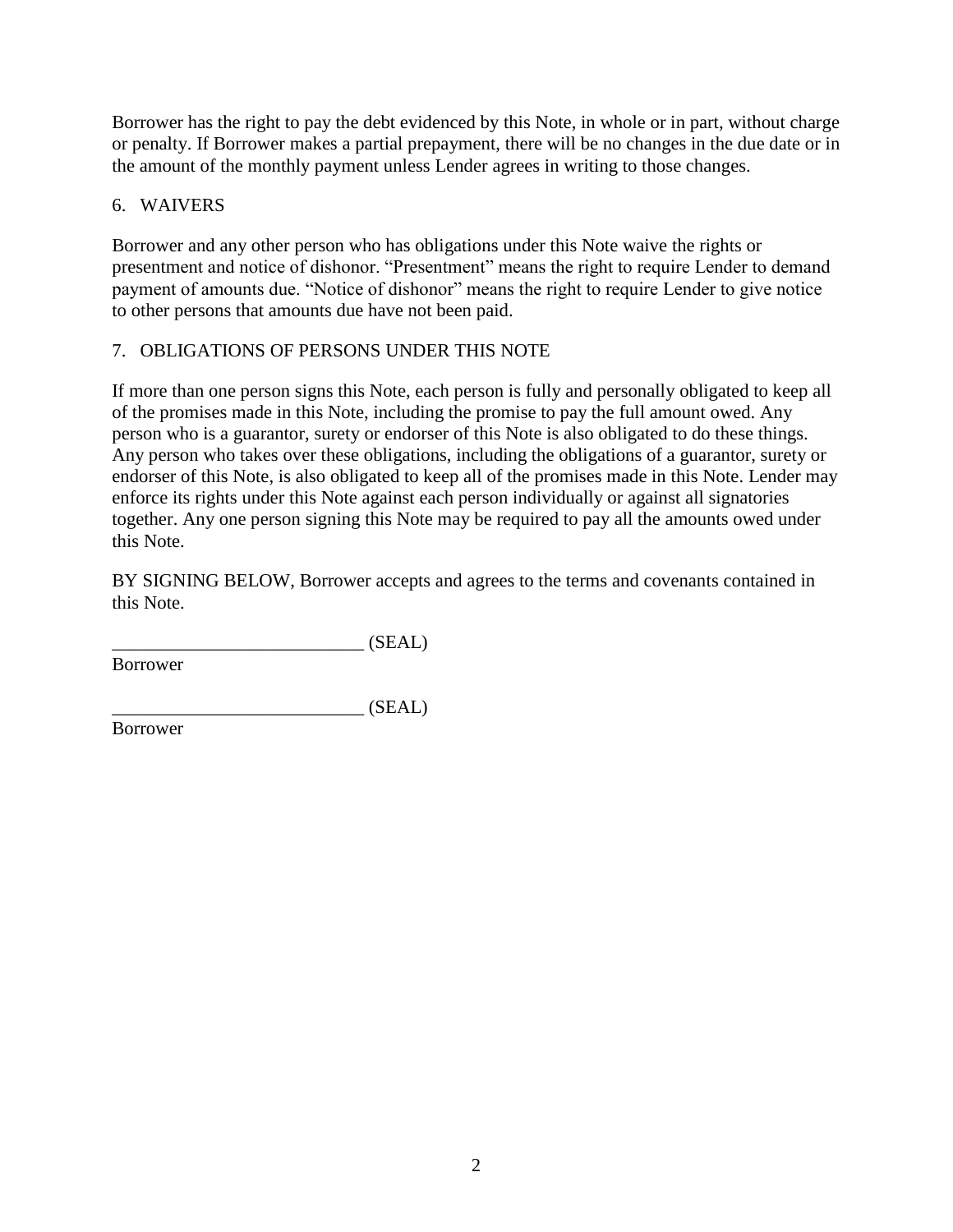Borrower has the right to pay the debt evidenced by this Note, in whole or in part, without charge or penalty. If Borrower makes a partial prepayment, there will be no changes in the due date or in the amount of the monthly payment unless Lender agrees in writing to those changes.

## 6. WAIVERS

Borrower and any other person who has obligations under this Note waive the rights or presentment and notice of dishonor. "Presentment" means the right to require Lender to demand payment of amounts due. "Notice of dishonor" means the right to require Lender to give notice to other persons that amounts due have not been paid.

## 7. OBLIGATIONS OF PERSONS UNDER THIS NOTE

If more than one person signs this Note, each person is fully and personally obligated to keep all of the promises made in this Note, including the promise to pay the full amount owed. Any person who is a guarantor, surety or endorser of this Note is also obligated to do these things. Any person who takes over these obligations, including the obligations of a guarantor, surety or endorser of this Note, is also obligated to keep all of the promises made in this Note. Lender may enforce its rights under this Note against each person individually or against all signatories together. Any one person signing this Note may be required to pay all the amounts owed under this Note.

BY SIGNING BELOW, Borrower accepts and agrees to the terms and covenants contained in this Note.

___________________________ (SEAL)
Borrower

___________________________ (SEAL)
Borrower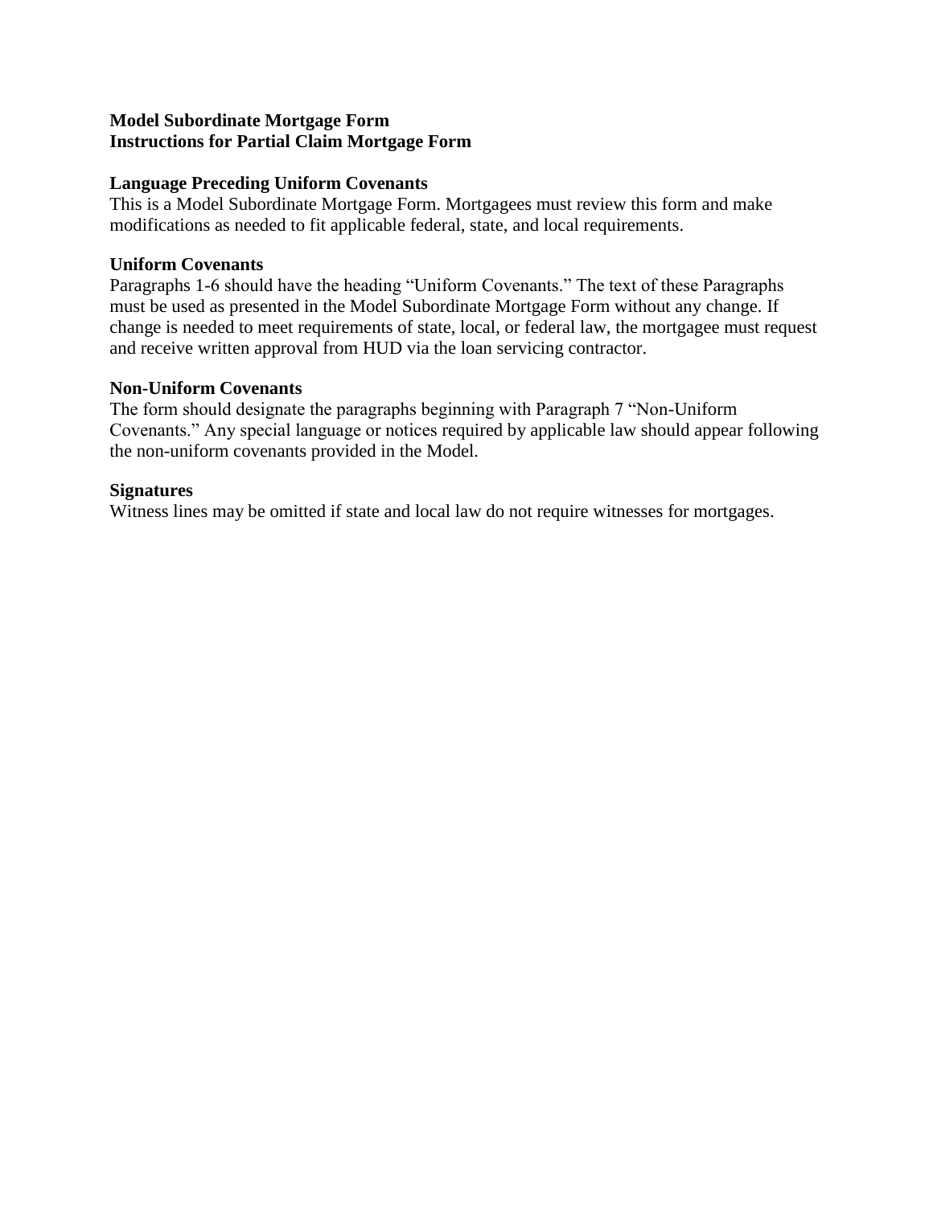**Model Subordinate Mortgage Form**
**Instructions for Partial Claim Mortgage Form**

**Language Preceding Uniform Covenants**

This is a Model Subordinate Mortgage Form. Mortgagees must review this form and make modifications as needed to fit applicable federal, state, and local requirements.

**Uniform Covenants**

Paragraphs 1-6 should have the heading "Uniform Covenants." The text of these Paragraphs must be used as presented in the Model Subordinate Mortgage Form without any change. If change is needed to meet requirements of state, local, or federal law, the mortgagee must request and receive written approval from HUD via the loan servicing contractor.

**Non-Uniform Covenants**

The form should designate the paragraphs beginning with Paragraph 7 "Non-Uniform Covenants." Any special language or notices required by applicable law should appear following the non-uniform covenants provided in the Model.

**Signatures**

Witness lines may be omitted if state and local law do not require witnesses for mortgages.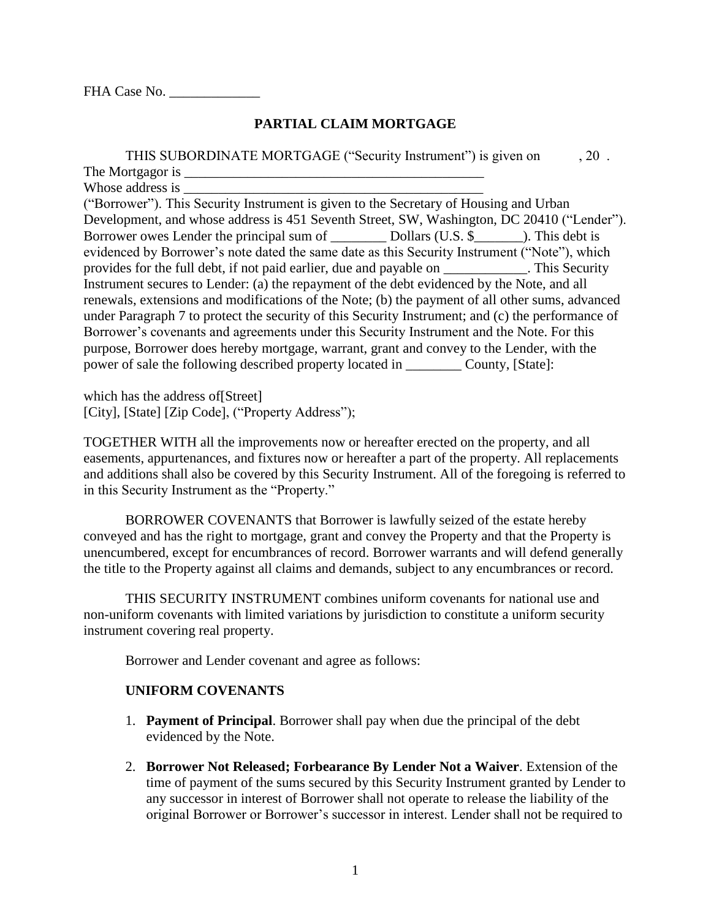FHA Case No. _____________

## PARTIAL CLAIM MORTGAGE

THIS SUBORDINATE MORTGAGE ("Security Instrument") is given on , 20 .
The Mortgagor is ___________________________________________
Whose address is ___________________________________________
("Borrower"). This Security Instrument is given to the Secretary of Housing and Urban Development, and whose address is 451 Seventh Street, SW, Washington, DC 20410 ("Lender"). Borrower owes Lender the principal sum of ________ Dollars (U.S. $_______). This debt is evidenced by Borrower's note dated the same date as this Security Instrument ("Note"), which provides for the full debt, if not paid earlier, due and payable on ____________. This Security Instrument secures to Lender: (a) the repayment of the debt evidenced by the Note, and all renewals, extensions and modifications of the Note; (b) the payment of all other sums, advanced under Paragraph 7 to protect the security of this Security Instrument; and (c) the performance of Borrower's covenants and agreements under this Security Instrument and the Note. For this purpose, Borrower does hereby mortgage, warrant, grant and convey to the Lender, with the power of sale the following described property located in ________ County, [State]:

which has the address of[Street]
[City], [State] [Zip Code], ("Property Address");

TOGETHER WITH all the improvements now or hereafter erected on the property, and all easements, appurtenances, and fixtures now or hereafter a part of the property. All replacements and additions shall also be covered by this Security Instrument. All of the foregoing is referred to in this Security Instrument as the "Property."

BORROWER COVENANTS that Borrower is lawfully seized of the estate hereby conveyed and has the right to mortgage, grant and convey the Property and that the Property is unencumbered, except for encumbrances of record. Borrower warrants and will defend generally the title to the Property against all claims and demands, subject to any encumbrances or record.

THIS SECURITY INSTRUMENT combines uniform covenants for national use and non-uniform covenants with limited variations by jurisdiction to constitute a uniform security instrument covering real property.

Borrower and Lender covenant and agree as follows:

### UNIFORM COVENANTS

1. **Payment of Principal**. Borrower shall pay when due the principal of the debt evidenced by the Note.

2. **Borrower Not Released; Forbearance By Lender Not a Waiver**. Extension of the time of payment of the sums secured by this Security Instrument granted by Lender to any successor in interest of Borrower shall not operate to release the liability of the original Borrower or Borrower's successor in interest. Lender shall not be required to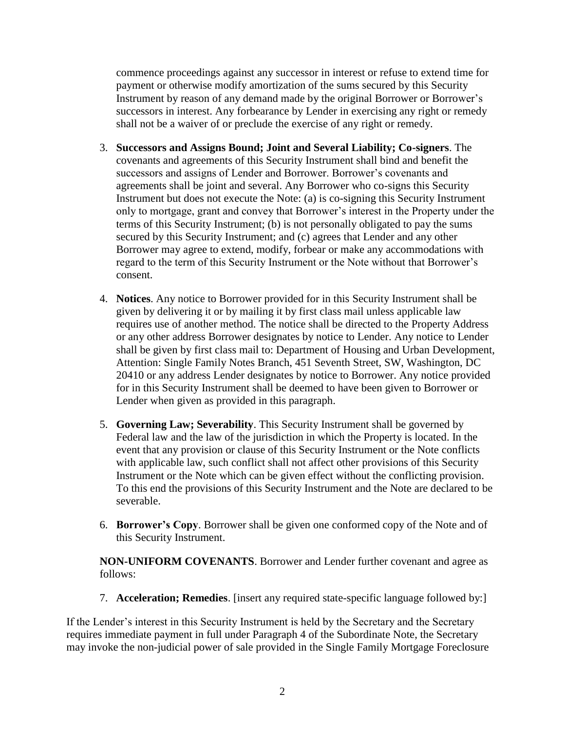commence proceedings against any successor in interest or refuse to extend time for payment or otherwise modify amortization of the sums secured by this Security Instrument by reason of any demand made by the original Borrower or Borrower's successors in interest. Any forbearance by Lender in exercising any right or remedy shall not be a waiver of or preclude the exercise of any right or remedy.

3. **Successors and Assigns Bound; Joint and Several Liability; Co-signers**. The covenants and agreements of this Security Instrument shall bind and benefit the successors and assigns of Lender and Borrower. Borrower's covenants and agreements shall be joint and several. Any Borrower who co-signs this Security Instrument but does not execute the Note: (a) is co-signing this Security Instrument only to mortgage, grant and convey that Borrower's interest in the Property under the terms of this Security Instrument; (b) is not personally obligated to pay the sums secured by this Security Instrument; and (c) agrees that Lender and any other Borrower may agree to extend, modify, forbear or make any accommodations with regard to the term of this Security Instrument or the Note without that Borrower's consent.

4. **Notices**. Any notice to Borrower provided for in this Security Instrument shall be given by delivering it or by mailing it by first class mail unless applicable law requires use of another method. The notice shall be directed to the Property Address or any other address Borrower designates by notice to Lender. Any notice to Lender shall be given by first class mail to: Department of Housing and Urban Development, Attention: Single Family Notes Branch, 451 Seventh Street, SW, Washington, DC 20410 or any address Lender designates by notice to Borrower. Any notice provided for in this Security Instrument shall be deemed to have been given to Borrower or Lender when given as provided in this paragraph.

5. **Governing Law; Severability**. This Security Instrument shall be governed by Federal law and the law of the jurisdiction in which the Property is located. In the event that any provision or clause of this Security Instrument or the Note conflicts with applicable law, such conflict shall not affect other provisions of this Security Instrument or the Note which can be given effect without the conflicting provision. To this end the provisions of this Security Instrument and the Note are declared to be severable.

6. **Borrower's Copy**. Borrower shall be given one conformed copy of the Note and of this Security Instrument.

**NON-UNIFORM COVENANTS**. Borrower and Lender further covenant and agree as follows:

7. **Acceleration; Remedies**. [insert any required state-specific language followed by:]

If the Lender's interest in this Security Instrument is held by the Secretary and the Secretary requires immediate payment in full under Paragraph 4 of the Subordinate Note, the Secretary may invoke the non-judicial power of sale provided in the Single Family Mortgage Foreclosure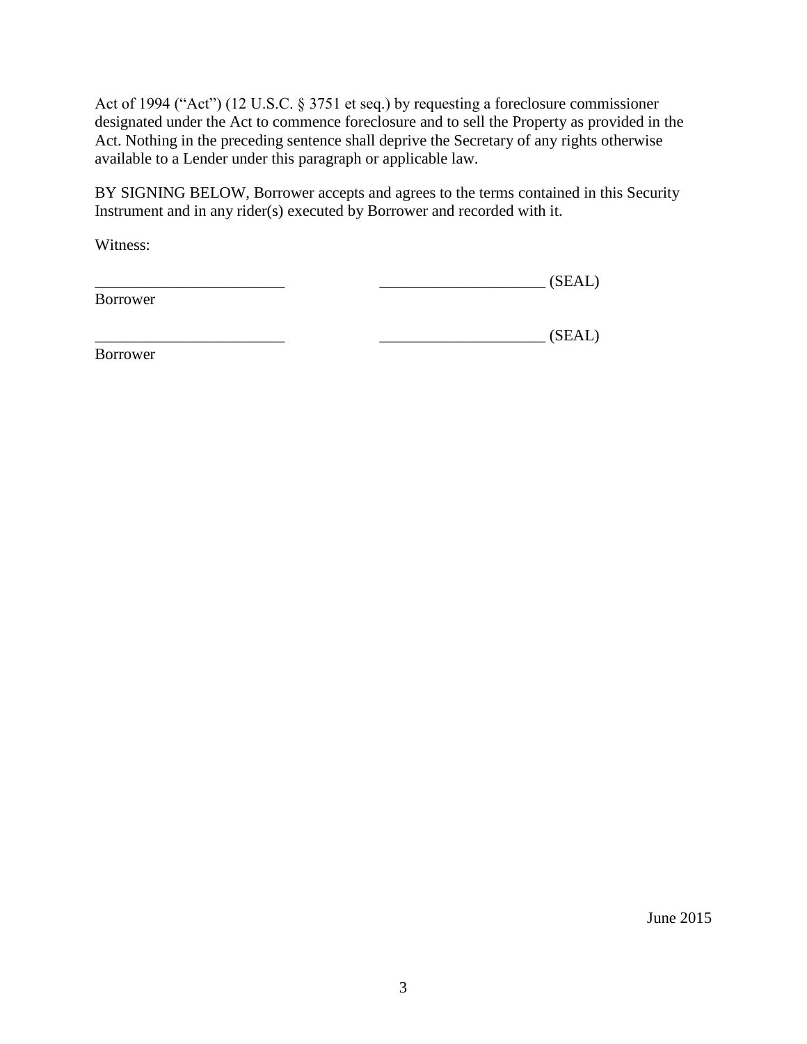Act of 1994 (“Act”) (12 U.S.C. § 3751 et seq.) by requesting a foreclosure commissioner designated under the Act to commence foreclosure and to sell the Property as provided in the Act. Nothing in the preceding sentence shall deprive the Secretary of any rights otherwise available to a Lender under this paragraph or applicable law.

BY SIGNING BELOW, Borrower accepts and agrees to the terms contained in this Security Instrument and in any rider(s) executed by Borrower and recorded with it.

Witness:

________________________    _____________________ (SEAL)
Borrower

________________________    _____________________ (SEAL)
Borrower

June 2015